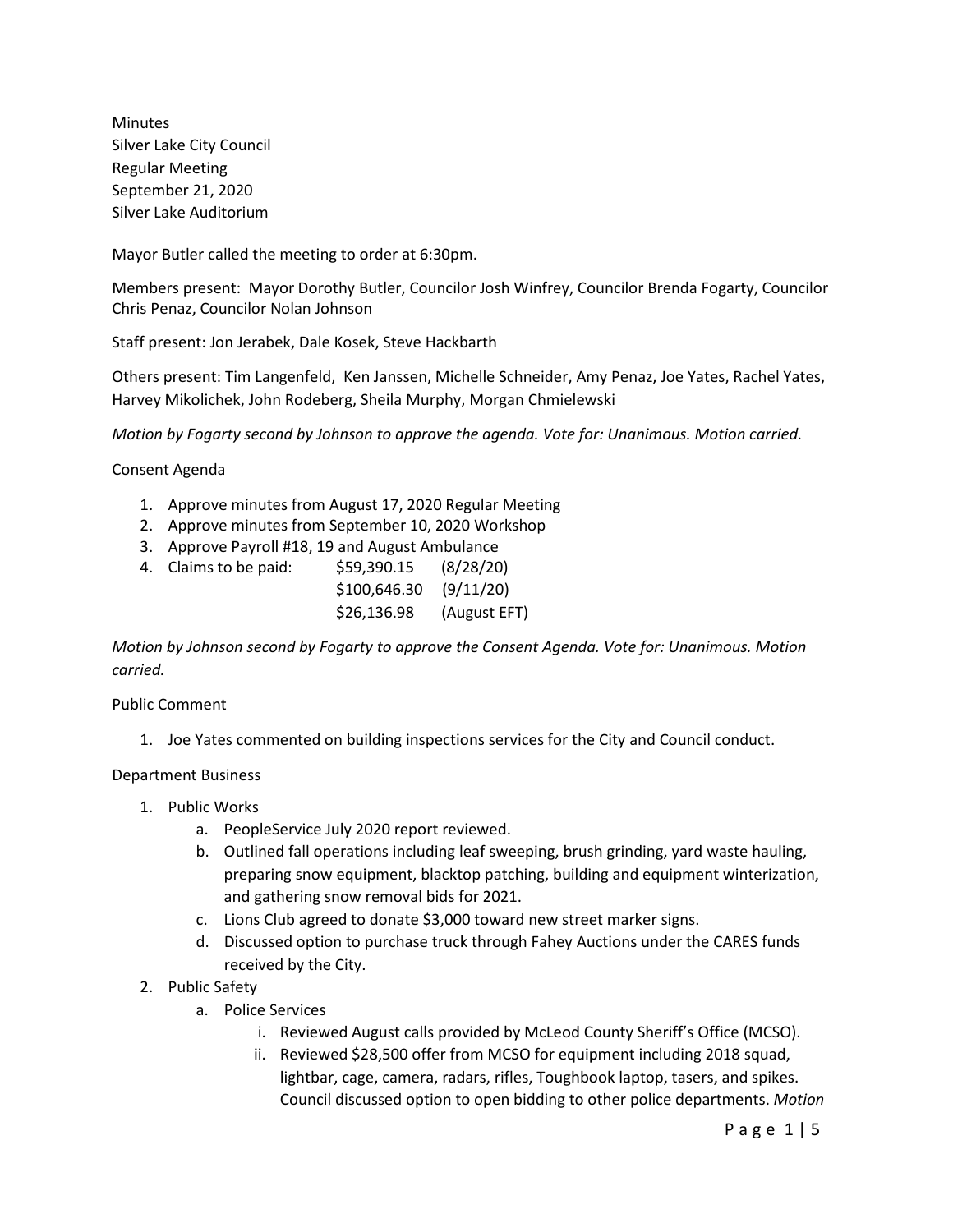Minutes
Silver Lake City Council
Regular Meeting
September 21, 2020
Silver Lake Auditorium

Mayor Butler called the meeting to order at 6:30pm.

Members present: Mayor Dorothy Butler, Councilor Josh Winfrey, Councilor Brenda Fogarty, Councilor Chris Penaz, Councilor Nolan Johnson

Staff present: Jon Jerabek, Dale Kosek, Steve Hackbarth

Others present: Tim Langenfeld, Ken Janssen, Michelle Schneider, Amy Penaz, Joe Yates, Rachel Yates, Harvey Mikolichek, John Rodeberg, Sheila Murphy, Morgan Chmielewski

*Motion by Fogarty second by Johnson to approve the agenda. Vote for: Unanimous. Motion carried.*

Consent Agenda

1. Approve minutes from August 17, 2020 Regular Meeting
2. Approve minutes from September 10, 2020 Workshop
3. Approve Payroll #18, 19 and August Ambulance
4. Claims to be paid: $59,390.15 (8/28/20)
   $100,646.30 (9/11/20)
   $26,136.98 (August EFT)

*Motion by Johnson second by Fogarty to approve the Consent Agenda. Vote for: Unanimous. Motion carried.*

Public Comment

1. Joe Yates commented on building inspections services for the City and Council conduct.

Department Business

1. Public Works
   a. PeopleService July 2020 report reviewed.
   b. Outlined fall operations including leaf sweeping, brush grinding, yard waste hauling, preparing snow equipment, blacktop patching, building and equipment winterization, and gathering snow removal bids for 2021.
   c. Lions Club agreed to donate $3,000 toward new street marker signs.
   d. Discussed option to purchase truck through Fahey Auctions under the CARES funds received by the City.
2. Public Safety
   a. Police Services
      i. Reviewed August calls provided by McLeod County Sheriff's Office (MCSO).
      ii. Reviewed $28,500 offer from MCSO for equipment including 2018 squad, lightbar, cage, camera, radars, rifles, Toughbook laptop, tasers, and spikes. Council discussed option to open bidding to other police departments. *Motion*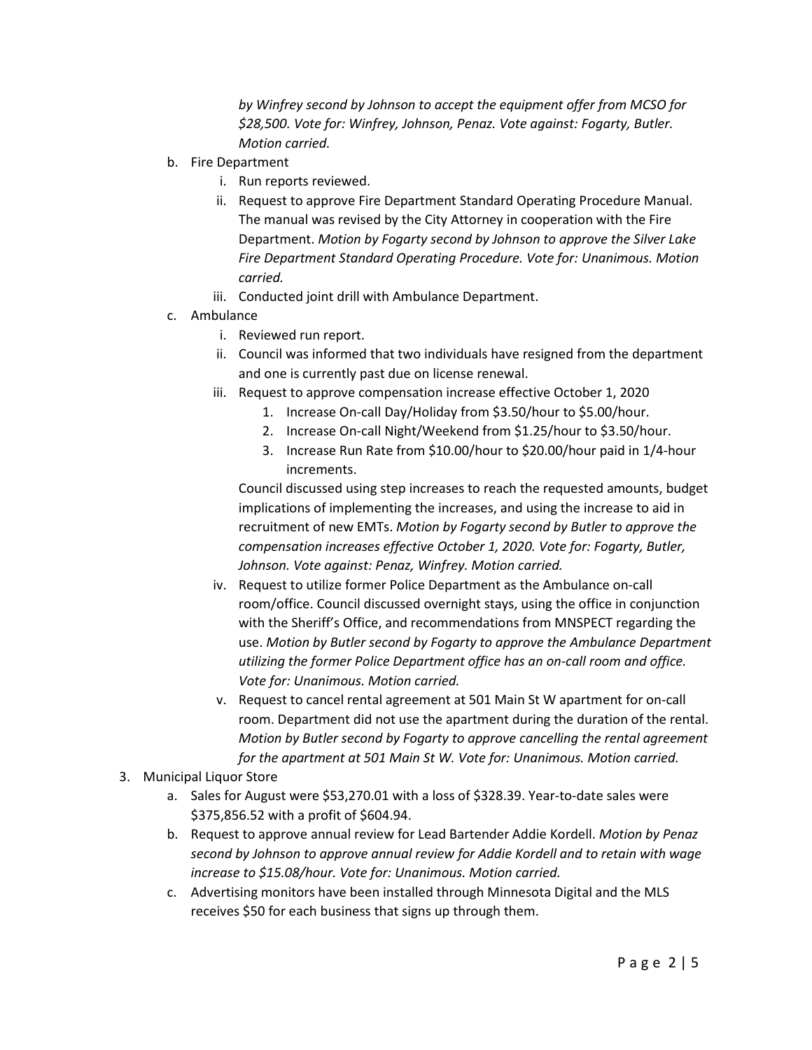*by Winfrey second by Johnson to accept the equipment offer from MCSO for $28,500. Vote for: Winfrey, Johnson, Penaz. Vote against: Fogarty, Butler. Motion carried.*

b. Fire Department
   i. Run reports reviewed.
   ii. Request to approve Fire Department Standard Operating Procedure Manual. The manual was revised by the City Attorney in cooperation with the Fire Department. *Motion by Fogarty second by Johnson to approve the Silver Lake Fire Department Standard Operating Procedure. Vote for: Unanimous. Motion carried.*
   iii. Conducted joint drill with Ambulance Department.

c. Ambulance
   i. Reviewed run report.
   ii. Council was informed that two individuals have resigned from the department and one is currently past due on license renewal.
   iii. Request to approve compensation increase effective October 1, 2020
      1. Increase On-call Day/Holiday from $3.50/hour to $5.00/hour.
      2. Increase On-call Night/Weekend from $1.25/hour to $3.50/hour.
      3. Increase Run Rate from $10.00/hour to $20.00/hour paid in 1/4-hour increments.

      Council discussed using step increases to reach the requested amounts, budget implications of implementing the increases, and using the increase to aid in recruitment of new EMTs. *Motion by Fogarty second by Butler to approve the compensation increases effective October 1, 2020. Vote for: Fogarty, Butler, Johnson. Vote against: Penaz, Winfrey. Motion carried.*
   iv. Request to utilize former Police Department as the Ambulance on-call room/office. Council discussed overnight stays, using the office in conjunction with the Sheriff's Office, and recommendations from MNSPECT regarding the use. *Motion by Butler second by Fogarty to approve the Ambulance Department utilizing the former Police Department office has an on-call room and office. Vote for: Unanimous. Motion carried.*
   v. Request to cancel rental agreement at 501 Main St W apartment for on-call room. Department did not use the apartment during the duration of the rental. *Motion by Butler second by Fogarty to approve cancelling the rental agreement for the apartment at 501 Main St W. Vote for: Unanimous. Motion carried.*

3. Municipal Liquor Store
   a. Sales for August were $53,270.01 with a loss of $328.39. Year-to-date sales were $375,856.52 with a profit of $604.94.
   b. Request to approve annual review for Lead Bartender Addie Kordell. *Motion by Penaz second by Johnson to approve annual review for Addie Kordell and to retain with wage increase to $15.08/hour. Vote for: Unanimous. Motion carried.*
   c. Advertising monitors have been installed through Minnesota Digital and the MLS receives $50 for each business that signs up through them.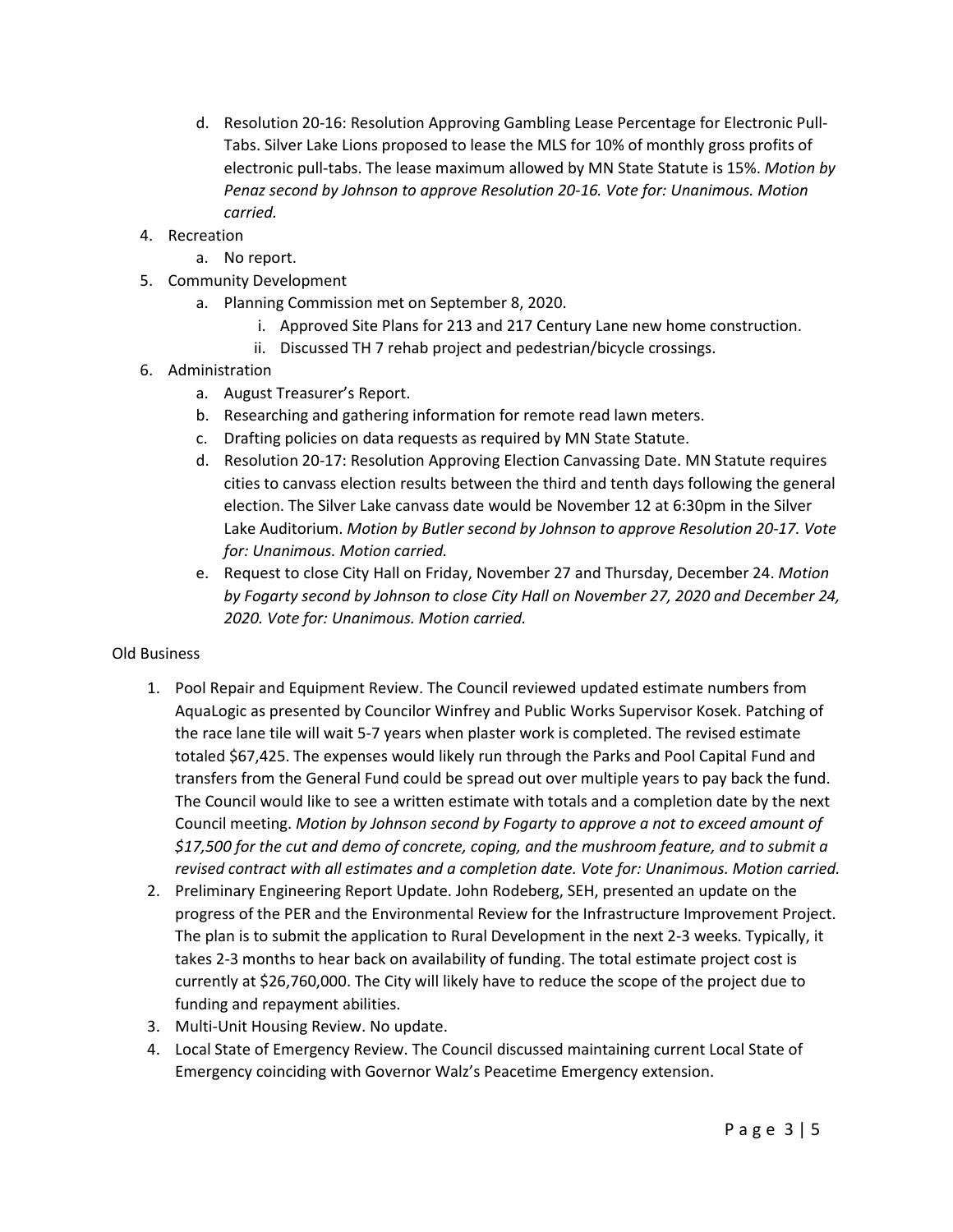d. Resolution 20-16: Resolution Approving Gambling Lease Percentage for Electronic Pull-Tabs. Silver Lake Lions proposed to lease the MLS for 10% of monthly gross profits of electronic pull-tabs. The lease maximum allowed by MN State Statute is 15%. *Motion by Penaz second by Johnson to approve Resolution 20-16. Vote for: Unanimous. Motion carried.*

4. Recreation
   a. No report.
5. Community Development
   a. Planning Commission met on September 8, 2020.
      i. Approved Site Plans for 213 and 217 Century Lane new home construction.
      ii. Discussed TH 7 rehab project and pedestrian/bicycle crossings.
6. Administration
   a. August Treasurer's Report.
   b. Researching and gathering information for remote read lawn meters.
   c. Drafting policies on data requests as required by MN State Statute.
   d. Resolution 20-17: Resolution Approving Election Canvassing Date. MN Statute requires cities to canvass election results between the third and tenth days following the general election. The Silver Lake canvass date would be November 12 at 6:30pm in the Silver Lake Auditorium. *Motion by Butler second by Johnson to approve Resolution 20-17. Vote for: Unanimous. Motion carried.*
   e. Request to close City Hall on Friday, November 27 and Thursday, December 24. *Motion by Fogarty second by Johnson to close City Hall on November 27, 2020 and December 24, 2020. Vote for: Unanimous. Motion carried.*

Old Business

1. Pool Repair and Equipment Review. The Council reviewed updated estimate numbers from AquaLogic as presented by Councilor Winfrey and Public Works Supervisor Kosek. Patching of the race lane tile will wait 5-7 years when plaster work is completed. The revised estimate totaled $67,425. The expenses would likely run through the Parks and Pool Capital Fund and transfers from the General Fund could be spread out over multiple years to pay back the fund. The Council would like to see a written estimate with totals and a completion date by the next Council meeting. *Motion by Johnson second by Fogarty to approve a not to exceed amount of $17,500 for the cut and demo of concrete, coping, and the mushroom feature, and to submit a revised contract with all estimates and a completion date. Vote for: Unanimous. Motion carried.*
2. Preliminary Engineering Report Update. John Rodeberg, SEH, presented an update on the progress of the PER and the Environmental Review for the Infrastructure Improvement Project. The plan is to submit the application to Rural Development in the next 2-3 weeks. Typically, it takes 2-3 months to hear back on availability of funding. The total estimate project cost is currently at $26,760,000. The City will likely have to reduce the scope of the project due to funding and repayment abilities.
3. Multi-Unit Housing Review. No update.
4. Local State of Emergency Review. The Council discussed maintaining current Local State of Emergency coinciding with Governor Walz's Peacetime Emergency extension.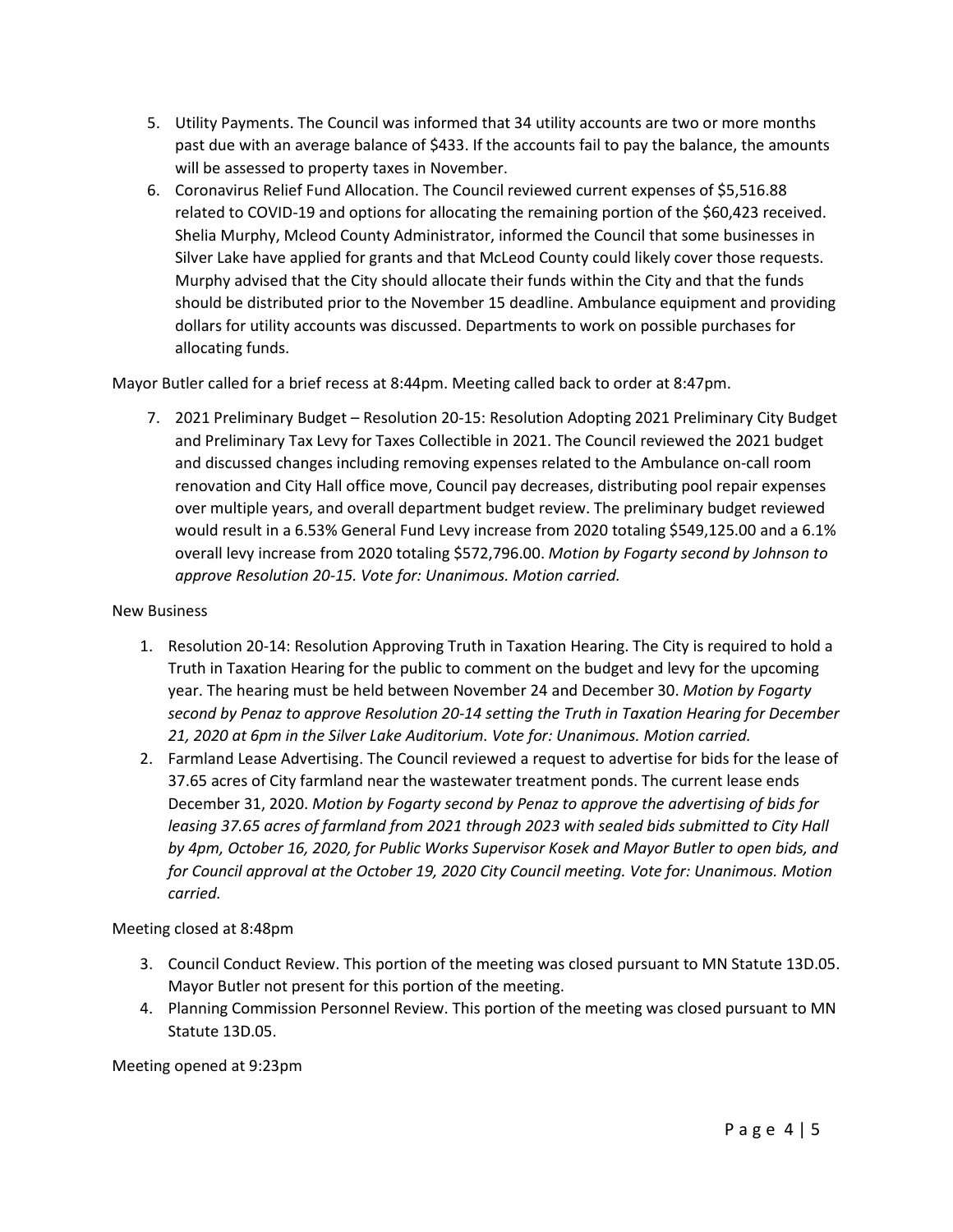5. Utility Payments. The Council was informed that 34 utility accounts are two or more months past due with an average balance of $433. If the accounts fail to pay the balance, the amounts will be assessed to property taxes in November.
6. Coronavirus Relief Fund Allocation. The Council reviewed current expenses of $5,516.88 related to COVID-19 and options for allocating the remaining portion of the $60,423 received. Shelia Murphy, Mcleod County Administrator, informed the Council that some businesses in Silver Lake have applied for grants and that McLeod County could likely cover those requests. Murphy advised that the City should allocate their funds within the City and that the funds should be distributed prior to the November 15 deadline. Ambulance equipment and providing dollars for utility accounts was discussed. Departments to work on possible purchases for allocating funds.

Mayor Butler called for a brief recess at 8:44pm. Meeting called back to order at 8:47pm.

7. 2021 Preliminary Budget – Resolution 20-15: Resolution Adopting 2021 Preliminary City Budget and Preliminary Tax Levy for Taxes Collectible in 2021. The Council reviewed the 2021 budget and discussed changes including removing expenses related to the Ambulance on-call room renovation and City Hall office move, Council pay decreases, distributing pool repair expenses over multiple years, and overall department budget review. The preliminary budget reviewed would result in a 6.53% General Fund Levy increase from 2020 totaling $549,125.00 and a 6.1% overall levy increase from 2020 totaling $572,796.00. *Motion by Fogarty second by Johnson to approve Resolution 20-15. Vote for: Unanimous. Motion carried.*

New Business

1. Resolution 20-14: Resolution Approving Truth in Taxation Hearing. The City is required to hold a Truth in Taxation Hearing for the public to comment on the budget and levy for the upcoming year. The hearing must be held between November 24 and December 30. *Motion by Fogarty second by Penaz to approve Resolution 20-14 setting the Truth in Taxation Hearing for December 21, 2020 at 6pm in the Silver Lake Auditorium. Vote for: Unanimous. Motion carried.*
2. Farmland Lease Advertising. The Council reviewed a request to advertise for bids for the lease of 37.65 acres of City farmland near the wastewater treatment ponds. The current lease ends December 31, 2020. *Motion by Fogarty second by Penaz to approve the advertising of bids for leasing 37.65 acres of farmland from 2021 through 2023 with sealed bids submitted to City Hall by 4pm, October 16, 2020, for Public Works Supervisor Kosek and Mayor Butler to open bids, and for Council approval at the October 19, 2020 City Council meeting. Vote for: Unanimous. Motion carried.*

Meeting closed at 8:48pm

3. Council Conduct Review. This portion of the meeting was closed pursuant to MN Statute 13D.05. Mayor Butler not present for this portion of the meeting.
4. Planning Commission Personnel Review. This portion of the meeting was closed pursuant to MN Statute 13D.05.

Meeting opened at 9:23pm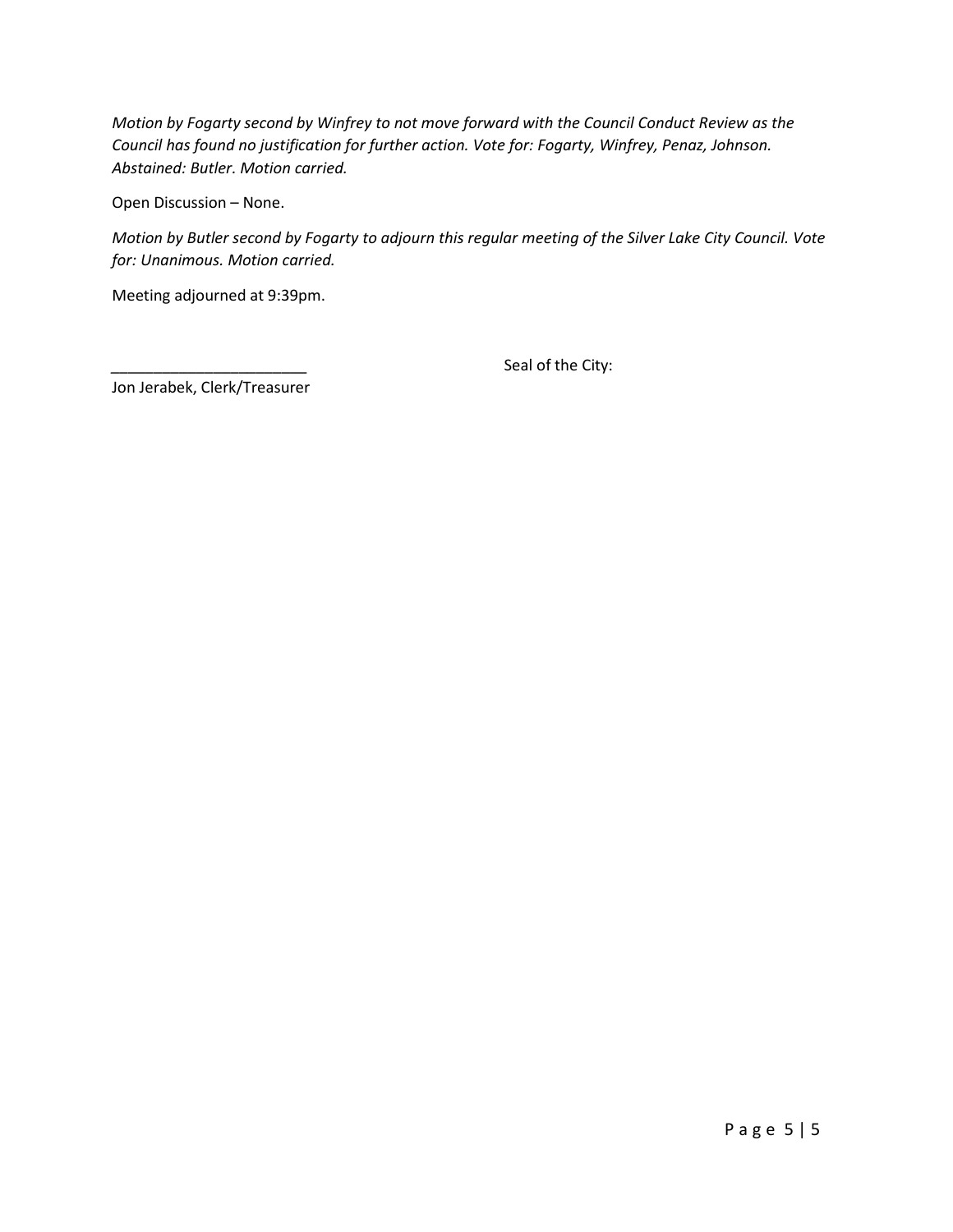*Motion by Fogarty second by Winfrey to not move forward with the Council Conduct Review as the Council has found no justification for further action. Vote for: Fogarty, Winfrey, Penaz, Johnson. Abstained: Butler. Motion carried.*

Open Discussion – None.

*Motion by Butler second by Fogarty to adjourn this regular meeting of the Silver Lake City Council. Vote for: Unanimous. Motion carried.*

Meeting adjourned at 9:39pm.

_______________________ Seal of the City:

Jon Jerabek, Clerk/Treasurer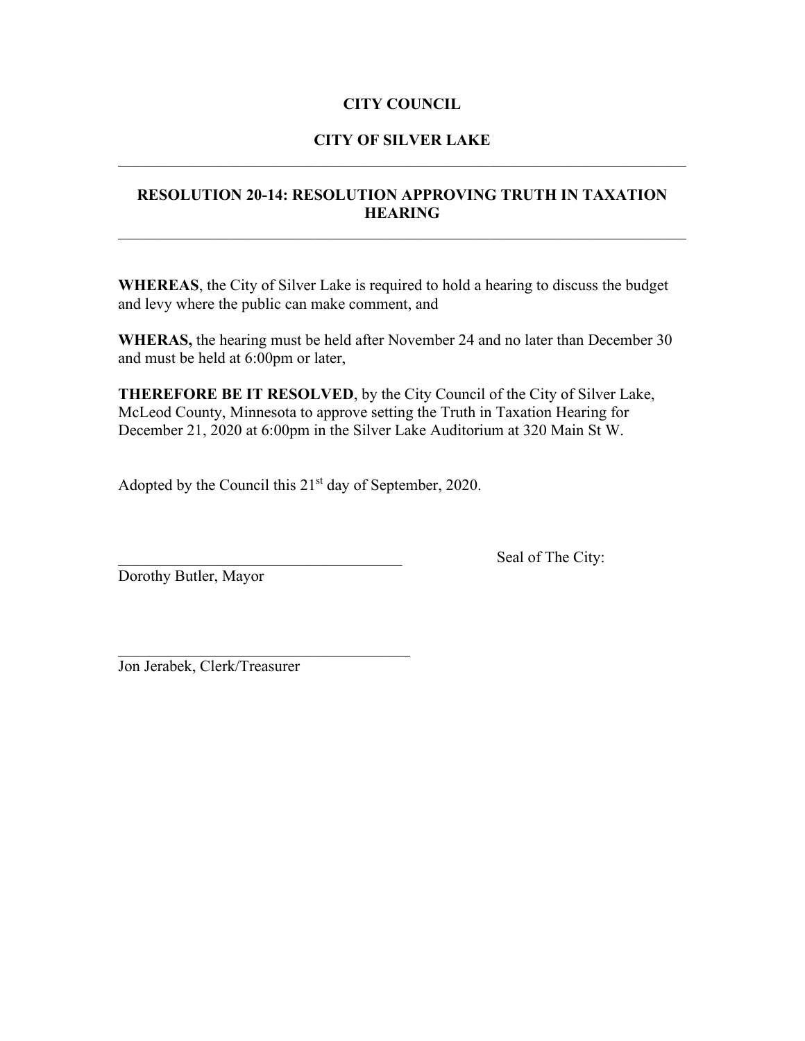**CITY COUNCIL**

**CITY OF SILVER LAKE**

---

**RESOLUTION 20-14: RESOLUTION APPROVING TRUTH IN TAXATION HEARING**

---

**WHEREAS**, the City of Silver Lake is required to hold a hearing to discuss the budget and levy where the public can make comment, and

**WHERAS,** the hearing must be held after November 24 and no later than December 30 and must be held at 6:00pm or later,

**THEREFORE BE IT RESOLVED**, by the City Council of the City of Silver Lake, McLeod County, Minnesota to approve setting the Truth in Taxation Hearing for December 21, 2020 at 6:00pm in the Silver Lake Auditorium at 320 Main St W.

Adopted by the Council this 21st day of September, 2020.

_____________________________________ Seal of The City:
Dorothy Butler, Mayor

_____________________________________
Jon Jerabek, Clerk/Treasurer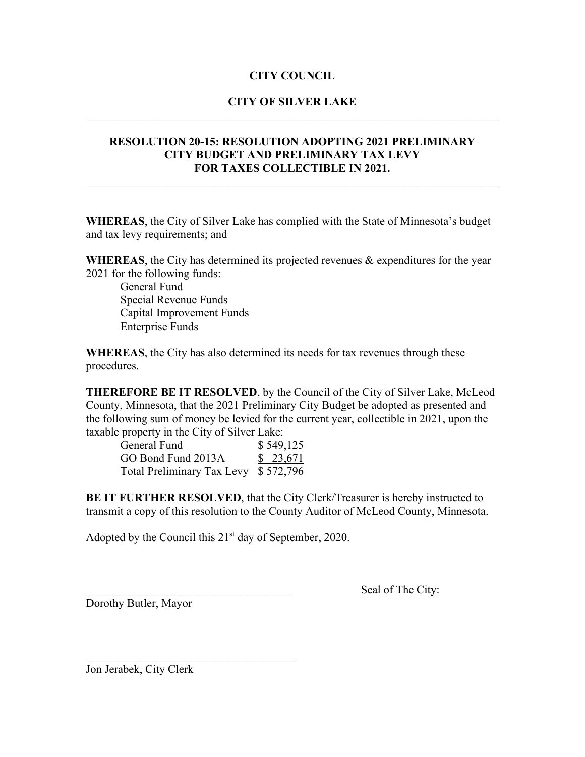**CITY COUNCIL**

**CITY OF SILVER LAKE**

---

**RESOLUTION 20-15: RESOLUTION ADOPTING 2021 PRELIMINARY CITY BUDGET AND PRELIMINARY TAX LEVY FOR TAXES COLLECTIBLE IN 2021.**

---

**WHEREAS**, the City of Silver Lake has complied with the State of Minnesota's budget and tax levy requirements; and

**WHEREAS**, the City has determined its projected revenues & expenditures for the year 2021 for the following funds:

General Fund
Special Revenue Funds
Capital Improvement Funds
Enterprise Funds

**WHEREAS**, the City has also determined its needs for tax revenues through these procedures.

**THEREFORE BE IT RESOLVED**, by the Council of the City of Silver Lake, McLeod County, Minnesota, that the 2021 Preliminary City Budget be adopted as presented and the following sum of money be levied for the current year, collectible in 2021, upon the taxable property in the City of Silver Lake:

| | |
|---|---|
| General Fund | $ 549,125 |
| GO Bond Fund 2013A | $ 23,671 |
| Total Preliminary Tax Levy | $ 572,796 |

**BE IT FURTHER RESOLVED**, that the City Clerk/Treasurer is hereby instructed to transmit a copy of this resolution to the County Auditor of McLeod County, Minnesota.

Adopted by the Council this 21st day of September, 2020.

_____________________________________

Dorothy Butler, Mayor

Seal of The City:

_____________________________________

Jon Jerabek, City Clerk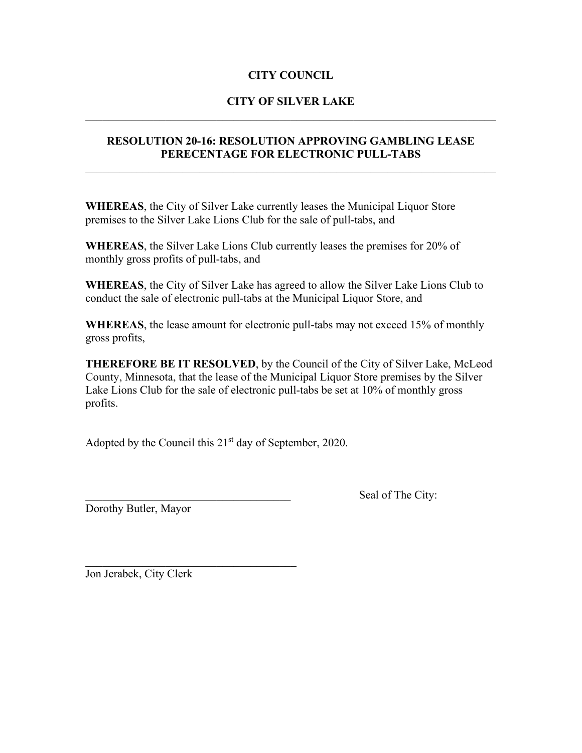**CITY COUNCIL**

**CITY OF SILVER LAKE**

---

**RESOLUTION 20-16: RESOLUTION APPROVING GAMBLING LEASE PERECENTAGE FOR ELECTRONIC PULL-TABS**

---

**WHEREAS**, the City of Silver Lake currently leases the Municipal Liquor Store premises to the Silver Lake Lions Club for the sale of pull-tabs, and

**WHEREAS**, the Silver Lake Lions Club currently leases the premises for 20% of monthly gross profits of pull-tabs, and

**WHEREAS**, the City of Silver Lake has agreed to allow the Silver Lake Lions Club to conduct the sale of electronic pull-tabs at the Municipal Liquor Store, and

**WHEREAS**, the lease amount for electronic pull-tabs may not exceed 15% of monthly gross profits,

**THEREFORE BE IT RESOLVED**, by the Council of the City of Silver Lake, McLeod County, Minnesota, that the lease of the Municipal Liquor Store premises by the Silver Lake Lions Club for the sale of electronic pull-tabs be set at 10% of monthly gross profits.

Adopted by the Council this 21st day of September, 2020.

_____________________________________ Seal of The City:

Dorothy Butler, Mayor

_____________________________________

Jon Jerabek, City Clerk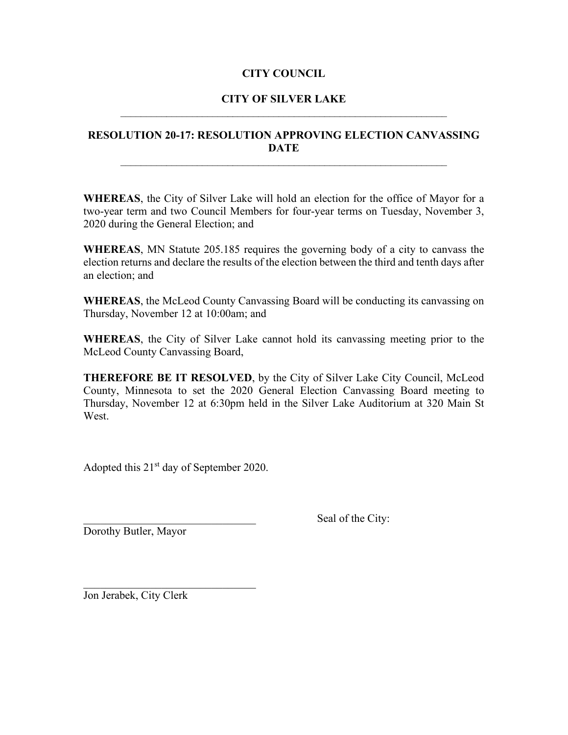**CITY COUNCIL**

**CITY OF SILVER LAKE**

---

**RESOLUTION 20-17: RESOLUTION APPROVING ELECTION CANVASSING DATE**

---

**WHEREAS**, the City of Silver Lake will hold an election for the office of Mayor for a two-year term and two Council Members for four-year terms on Tuesday, November 3, 2020 during the General Election; and

**WHEREAS**, MN Statute 205.185 requires the governing body of a city to canvass the election returns and declare the results of the election between the third and tenth days after an election; and

**WHEREAS**, the McLeod County Canvassing Board will be conducting its canvassing on Thursday, November 12 at 10:00am; and

**WHEREAS**, the City of Silver Lake cannot hold its canvassing meeting prior to the McLeod County Canvassing Board,

**THEREFORE BE IT RESOLVED**, by the City of Silver Lake City Council, McLeod County, Minnesota to set the 2020 General Election Canvassing Board meeting to Thursday, November 12 at 6:30pm held in the Silver Lake Auditorium at 320 Main St West.

Adopted this 21st day of September 2020.

\_\_\_\_\_\_\_\_\_\_\_\_\_\_\_\_\_\_\_\_\_\_\_\_\_\_\_\_\_\_\_\_
Dorothy Butler, Mayor

Seal of the City:

\_\_\_\_\_\_\_\_\_\_\_\_\_\_\_\_\_\_\_\_\_\_\_\_\_\_\_\_\_\_\_\_
Jon Jerabek, City Clerk